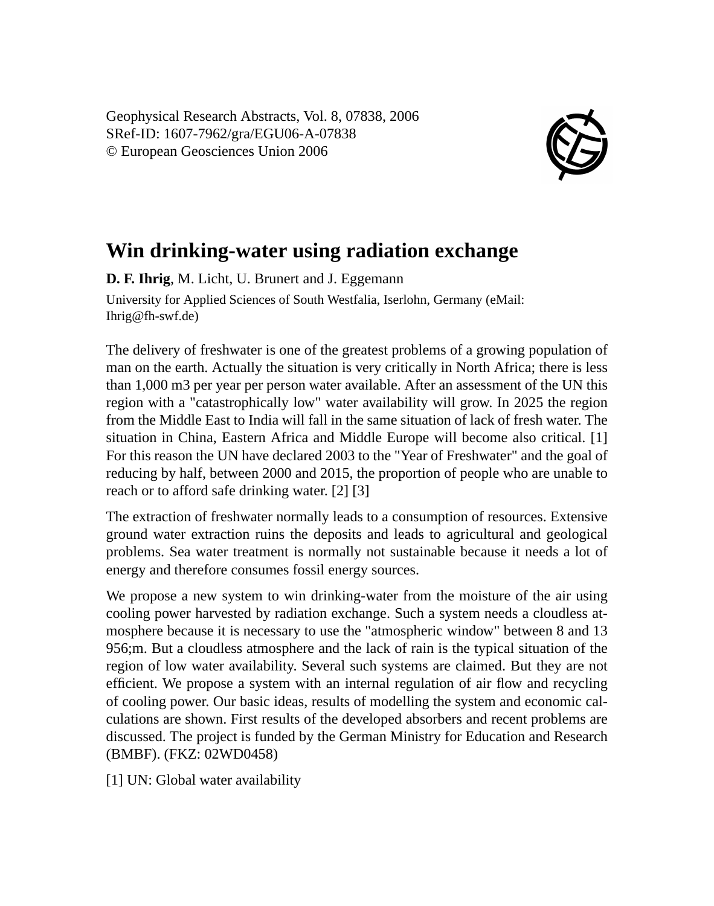Geophysical Research Abstracts, Vol. 8, 07838, 2006
SRef-ID: 1607-7962/gra/EGU06-A-07838
© European Geosciences Union 2006

# Win drinking-water using radiation exchange

**D. F. Ihrig**, M. Licht, U. Brunert and J. Eggemann

University for Applied Sciences of South Westfalia, Iserlohn, Germany (eMail: Ihrig@fh-swf.de)

The delivery of freshwater is one of the greatest problems of a growing population of man on the earth. Actually the situation is very critically in North Africa; there is less than 1,000 m3 per year per person water available. After an assessment of the UN this region with a "catastrophically low" water availability will grow. In 2025 the region from the Middle East to India will fall in the same situation of lack of fresh water. The situation in China, Eastern Africa and Middle Europe will become also critical. [1] For this reason the UN have declared 2003 to the "Year of Freshwater" and the goal of reducing by half, between 2000 and 2015, the proportion of people who are unable to reach or to afford safe drinking water. [2] [3]

The extraction of freshwater normally leads to a consumption of resources. Extensive ground water extraction ruins the deposits and leads to agricultural and geological problems. Sea water treatment is normally not sustainable because it needs a lot of energy and therefore consumes fossil energy sources.

We propose a new system to win drinking-water from the moisture of the air using cooling power harvested by radiation exchange. Such a system needs a cloudless atmosphere because it is necessary to use the "atmospheric window" between 8 and 13 956;m. But a cloudless atmosphere and the lack of rain is the typical situation of the region of low water availability. Several such systems are claimed. But they are not efficient. We propose a system with an internal regulation of air flow and recycling of cooling power. Our basic ideas, results of modelling the system and economic calculations are shown. First results of the developed absorbers and recent problems are discussed. The project is funded by the German Ministry for Education and Research (BMBF). (FKZ: 02WD0458)

[1] UN: Global water availability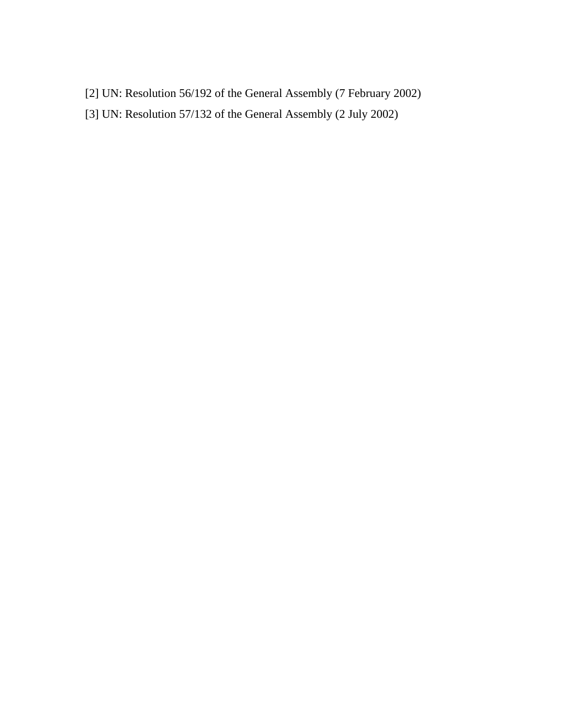[2] UN: Resolution 56/192 of the General Assembly (7 February 2002)

[3] UN: Resolution 57/132 of the General Assembly (2 July 2002)